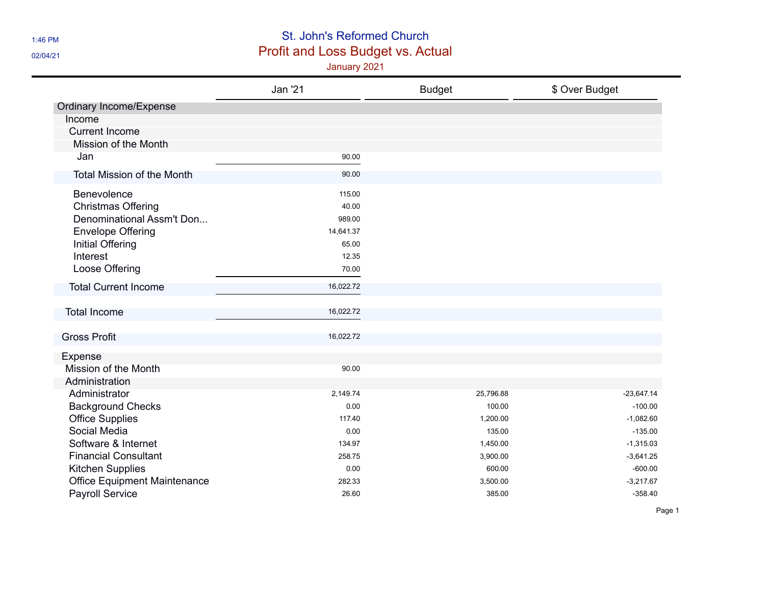# St. John's Reformed Church

## Profit and Loss Budget vs. Actual

### January 2021

1:46 PM
02/04/21

| | Jan '21 | Budget | $ Over Budget |
|---|---|---|---|
| Ordinary Income/Expense | | | |
| Income | | | |
| Current Income | | | |
| Mission of the Month | | | |
| Jan | 90.00 | | |
| Total Mission of the Month | 90.00 | | |
| Benevolence | 115.00 | | |
| Christmas Offering | 40.00 | | |
| Denominational Assm't Don... | 989.00 | | |
| Envelope Offering | 14,641.37 | | |
| Initial Offering | 65.00 | | |
| Interest | 12.35 | | |
| Loose Offering | 70.00 | | |
| Total Current Income | 16,022.72 | | |
| Total Income | 16,022.72 | | |
| Gross Profit | 16,022.72 | | |
| Expense | | | |
| Mission of the Month | 90.00 | | |
| Administration | | | |
| Administrator | 2,149.74 | 25,796.88 | -23,647.14 |
| Background Checks | 0.00 | 100.00 | -100.00 |
| Office Supplies | 117.40 | 1,200.00 | -1,082.60 |
| Social Media | 0.00 | 135.00 | -135.00 |
| Software & Internet | 134.97 | 1,450.00 | -1,315.03 |
| Financial Consultant | 258.75 | 3,900.00 | -3,641.25 |
| Kitchen Supplies | 0.00 | 600.00 | -600.00 |
| Office Equipment Maintenance | 282.33 | 3,500.00 | -3,217.67 |
| Payroll Service | 26.60 | 385.00 | -358.40 |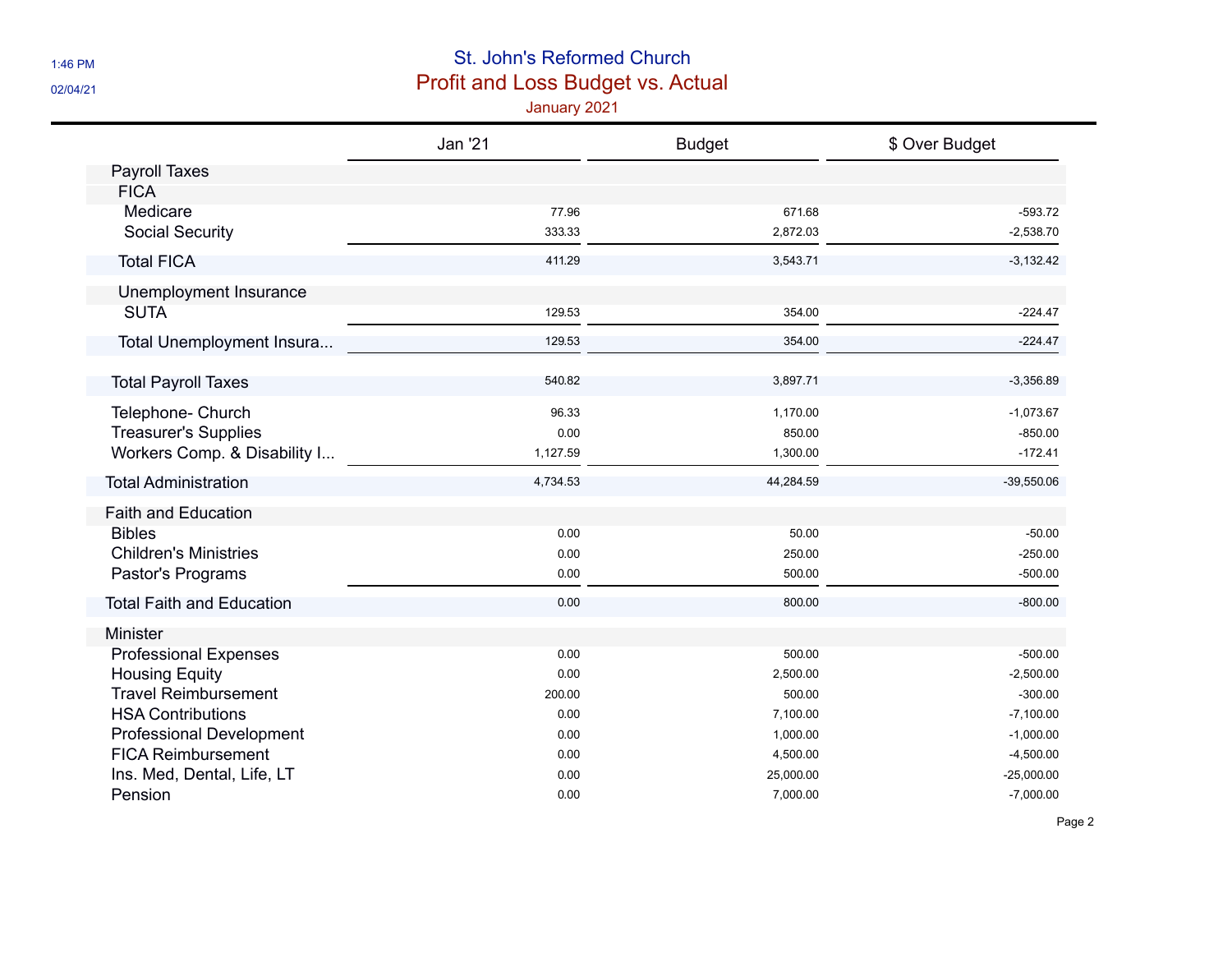# St. John's Reformed Church

## Profit and Loss Budget vs. Actual

### January 2021

| | Jan '21 | Budget | $ Over Budget |
|---|---|---|---|
| Payroll Taxes | | | |
| FICA | | | |
| Medicare | 77.96 | 671.68 | -593.72 |
| Social Security | 333.33 | 2,872.03 | -2,538.70 |
| Total FICA | 411.29 | 3,543.71 | -3,132.42 |
| Unemployment Insurance | | | |
| SUTA | 129.53 | 354.00 | -224.47 |
| Total Unemployment Insura... | 129.53 | 354.00 | -224.47 |
| Total Payroll Taxes | 540.82 | 3,897.71 | -3,356.89 |
| Telephone- Church | 96.33 | 1,170.00 | -1,073.67 |
| Treasurer's Supplies | 0.00 | 850.00 | -850.00 |
| Workers Comp. & Disability I... | 1,127.59 | 1,300.00 | -172.41 |
| Total Administration | 4,734.53 | 44,284.59 | -39,550.06 |
| Faith and Education | | | |
| Bibles | 0.00 | 50.00 | -50.00 |
| Children's Ministries | 0.00 | 250.00 | -250.00 |
| Pastor's Programs | 0.00 | 500.00 | -500.00 |
| Total Faith and Education | 0.00 | 800.00 | -800.00 |
| Minister | | | |
| Professional Expenses | 0.00 | 500.00 | -500.00 |
| Housing Equity | 0.00 | 2,500.00 | -2,500.00 |
| Travel Reimbursement | 200.00 | 500.00 | -300.00 |
| HSA Contributions | 0.00 | 7,100.00 | -7,100.00 |
| Professional Development | 0.00 | 1,000.00 | -1,000.00 |
| FICA Reimbursement | 0.00 | 4,500.00 | -4,500.00 |
| Ins. Med, Dental, Life, LT | 0.00 | 25,000.00 | -25,000.00 |
| Pension | 0.00 | 7,000.00 | -7,000.00 |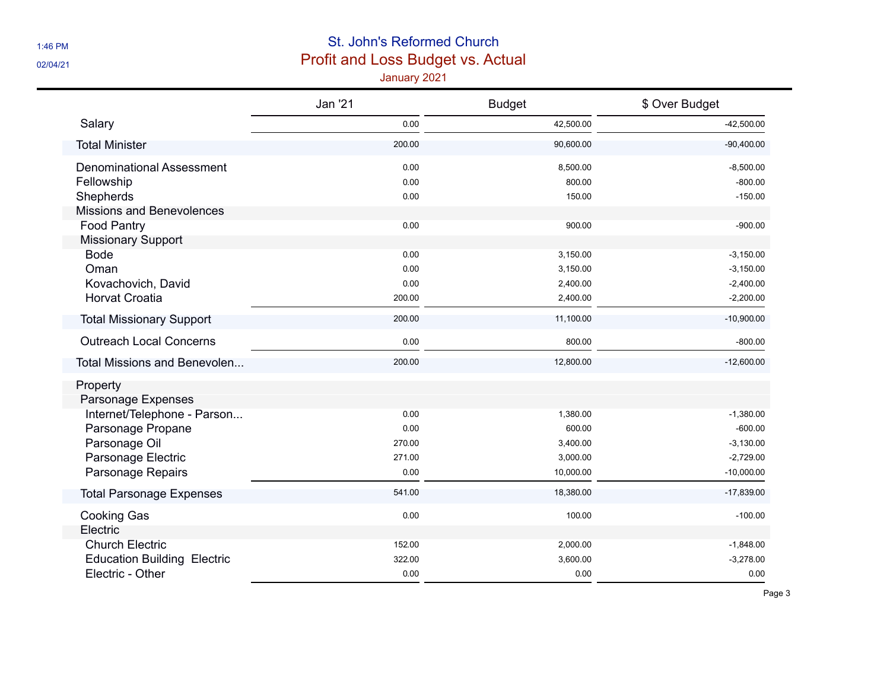# St. John's Reformed Church

## Profit and Loss Budget vs. Actual

### January 2021

| | Jan '21 | Budget | $ Over Budget |
|---|---|---|---|
| Salary | 0.00 | 42,500.00 | -42,500.00 |
| Total Minister | 200.00 | 90,600.00 | -90,400.00 |
| Denominational Assessment | 0.00 | 8,500.00 | -8,500.00 |
| Fellowship | 0.00 | 800.00 | -800.00 |
| Shepherds | 0.00 | 150.00 | -150.00 |
| Missions and Benevolences | | | |
| Food Pantry | 0.00 | 900.00 | -900.00 |
| Missionary Support | | | |
| Bode | 0.00 | 3,150.00 | -3,150.00 |
| Oman | 0.00 | 3,150.00 | -3,150.00 |
| Kovachovich, David | 0.00 | 2,400.00 | -2,400.00 |
| Horvat Croatia | 200.00 | 2,400.00 | -2,200.00 |
| Total Missionary Support | 200.00 | 11,100.00 | -10,900.00 |
| Outreach Local Concerns | 0.00 | 800.00 | -800.00 |
| Total Missions and Benevolen... | 200.00 | 12,800.00 | -12,600.00 |
| Property | | | |
| Parsonage Expenses | | | |
| Internet/Telephone - Parson... | 0.00 | 1,380.00 | -1,380.00 |
| Parsonage Propane | 0.00 | 600.00 | -600.00 |
| Parsonage Oil | 270.00 | 3,400.00 | -3,130.00 |
| Parsonage Electric | 271.00 | 3,000.00 | -2,729.00 |
| Parsonage Repairs | 0.00 | 10,000.00 | -10,000.00 |
| Total Parsonage Expenses | 541.00 | 18,380.00 | -17,839.00 |
| Cooking Gas | 0.00 | 100.00 | -100.00 |
| Electric | | | |
| Church Electric | 152.00 | 2,000.00 | -1,848.00 |
| Education Building Electric | 322.00 | 3,600.00 | -3,278.00 |
| Electric - Other | 0.00 | 0.00 | 0.00 |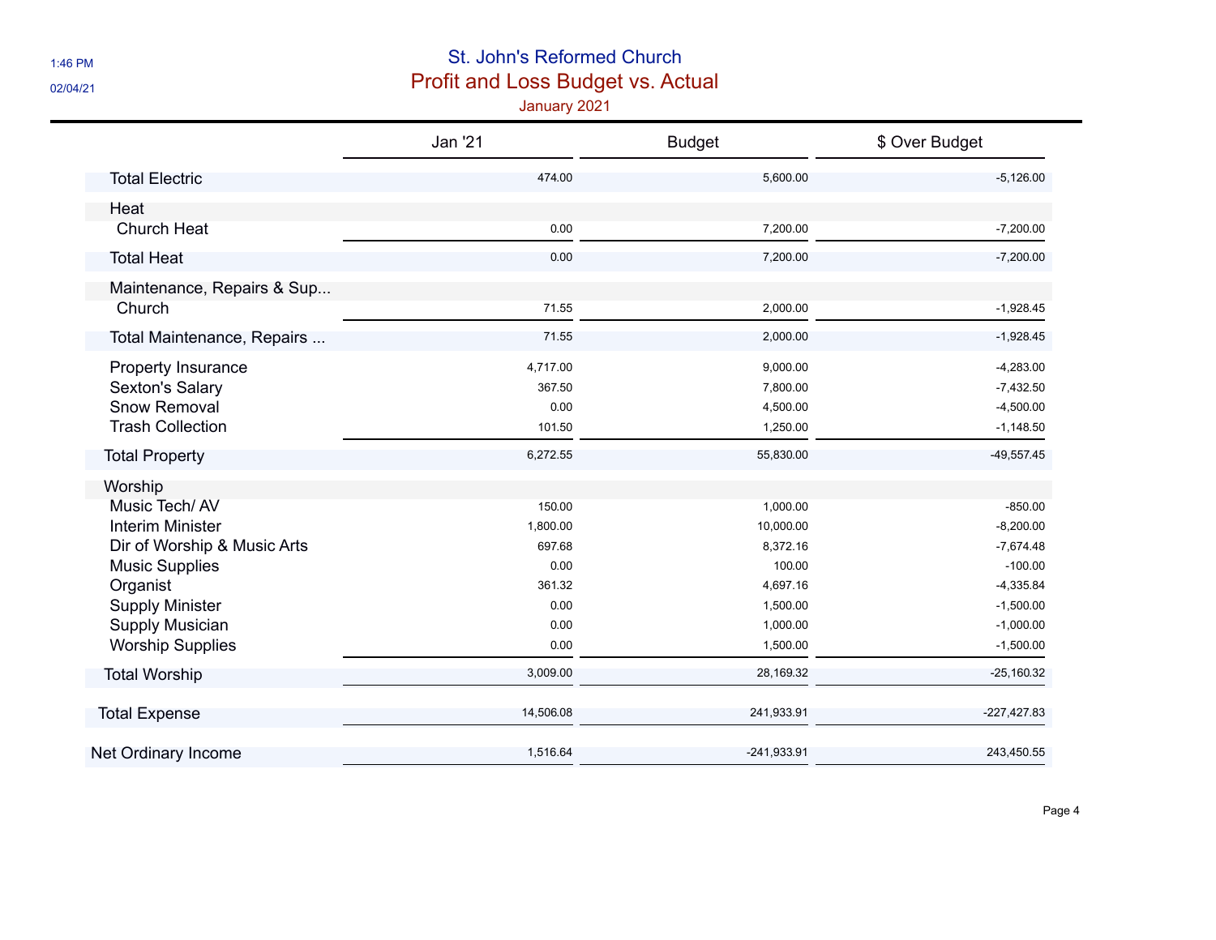# St. John's Reformed Church

## Profit and Loss Budget vs. Actual

### January 2021

| | Jan '21 | Budget | $ Over Budget |
|---|---|---|---|
| Total Electric | 474.00 | 5,600.00 | -5,126.00 |
| Heat | | | |
| Church Heat | 0.00 | 7,200.00 | -7,200.00 |
| Total Heat | 0.00 | 7,200.00 | -7,200.00 |
| Maintenance, Repairs & Sup... | | | |
| Church | 71.55 | 2,000.00 | -1,928.45 |
| Total Maintenance, Repairs ... | 71.55 | 2,000.00 | -1,928.45 |
| Property Insurance | 4,717.00 | 9,000.00 | -4,283.00 |
| Sexton's Salary | 367.50 | 7,800.00 | -7,432.50 |
| Snow Removal | 0.00 | 4,500.00 | -4,500.00 |
| Trash Collection | 101.50 | 1,250.00 | -1,148.50 |
| Total Property | 6,272.55 | 55,830.00 | -49,557.45 |
| Worship | | | |
| Music Tech/ AV | 150.00 | 1,000.00 | -850.00 |
| Interim Minister | 1,800.00 | 10,000.00 | -8,200.00 |
| Dir of Worship & Music Arts | 697.68 | 8,372.16 | -7,674.48 |
| Music Supplies | 0.00 | 100.00 | -100.00 |
| Organist | 361.32 | 4,697.16 | -4,335.84 |
| Supply Minister | 0.00 | 1,500.00 | -1,500.00 |
| Supply Musician | 0.00 | 1,000.00 | -1,000.00 |
| Worship Supplies | 0.00 | 1,500.00 | -1,500.00 |
| Total Worship | 3,009.00 | 28,169.32 | -25,160.32 |
| Total Expense | 14,506.08 | 241,933.91 | -227,427.83 |
| Net Ordinary Income | 1,516.64 | -241,933.91 | 243,450.55 |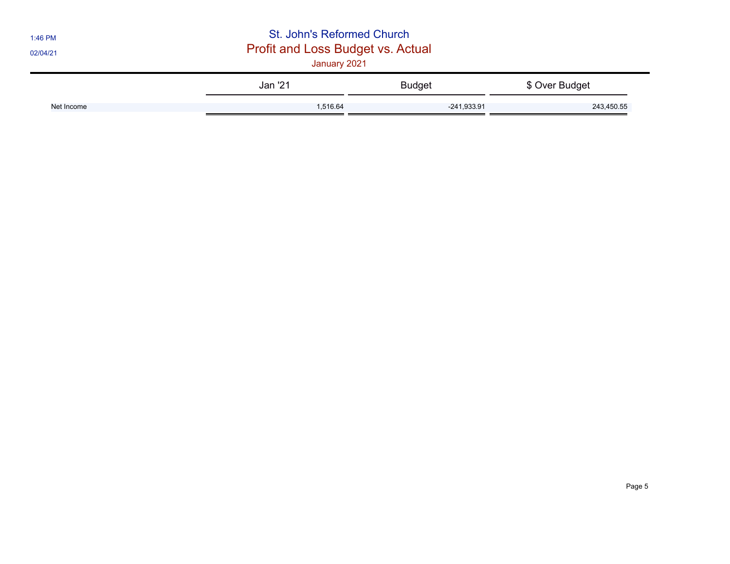# St. John's Reformed Church

## Profit and Loss Budget vs. Actual

### January 2021

| | Jan '21 | Budget | $ Over Budget |
|---|---|---|---|
| Net Income | 1,516.64 | -241,933.91 | 243,450.55 |